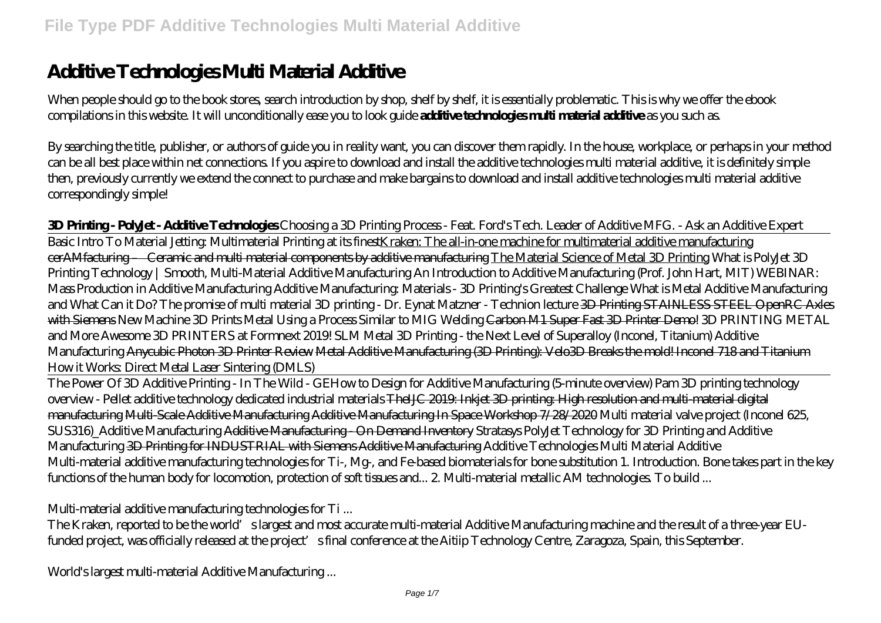# Additive Technologies Multi Material Additive

When people should go to the book stores, search introduction by shop, shelf by shelf, it is essentially problematic. This is why we offer the ebook compilations in this website. It will unconditionally ease you to look guide **additive technologies multi material additive** as you such as.

By searching the title, publisher, or authors of guide you in reality want, you can discover them rapidly. In the house, workplace, or perhaps in your method can be all best place within net connections. If you aspire to download and install the additive technologies multi material additive, it is definitely simple then, previously currently we extend the connect to purchase and make bargains to download and install additive technologies multi material additive correspondingly simple!

**3D Printing - PolyJet - Additive Technologies** *Choosing a 3D Printing Process - Feat. Ford's Tech. Leader of Additive MFG. - Ask an Additive Expert*

Basic Intro To Material Jetting: Multimaterial Printing at its finestKraken: The all-in-one machine for multimaterial additive manufacturing ~~cerAMfacturing – Ceramic and multi material components by additive manufacturing~~ The Material Science of Metal 3D Printing *What is PolyJet 3D Printing Technology | Smooth, Multi-Material Additive Manufacturing An Introduction to Additive Manufacturing (Prof. John Hart, MIT) WEBINAR: Mass Production in Additive Manufacturing Additive Manufacturing: Materials - 3D Printing's Greatest Challenge What is Metal Additive Manufacturing and What Can it Do? The promise of multi material 3D printing - Dr. Eynat Matzner - Technion lecture* ~~3D Printing STAINLESS STEEL OpenRC Axles with Siemens~~ *New Machine 3D Prints Metal Using a Process Similar to MIG Welding* ~~Carbon M1 Super Fast 3D Printer Demo!~~ *3D PRINTING METAL and More Awesome 3D PRINTERS at Formnext 2019! SLM Metal 3D Printing - the Next Level of Superalloy (Inconel, Titanium) Additive Manufacturing* ~~Anycubic Photon 3D Printer Review Metal Additive Manufacturing (3D Printing): Velo3D Breaks the mold! Inconel 718 and Titanium~~ *How it Works: Direct Metal Laser Sintering (DMLS)*

The Power Of 3D Additive Printing - In The Wild - GE*How to Design for Additive Manufacturing (5-minute overview) Pam 3D printing technology overview - Pellet additive technology dedicated industrial materials* ~~TheIJC 2019: Inkjet 3D printing: High resolution and multi-material digital manufacturing Multi-Scale Additive Manufacturing Additive Manufacturing In Space Workshop 7/28/2020~~ *Multi material valve project (Inconel 625, SUS316)_Additive Manufacturing* ~~Additive Manufacturing - On Demand Inventory~~ *Stratasys PolyJet Technology for 3D Printing and Additive Manufacturing* ~~3D Printing for INDUSTRIAL with Siemens Additive Manufacturing~~ *Additive Technologies Multi Material Additive*

Multi-material additive manufacturing technologies for Ti-, Mg-, and Fe-based biomaterials for bone substitution 1. Introduction. Bone takes part in the key functions of the human body for locomotion, protection of soft tissues and... 2. Multi-material metallic AM technologies. To build ...

*Multi-material additive manufacturing technologies for Ti ...*

The Kraken, reported to be the world's largest and most accurate multi-material Additive Manufacturing machine and the result of a three-year EU-funded project, was officially released at the project's final conference at the Aitiip Technology Centre, Zaragoza, Spain, this September.

*World's largest multi-material Additive Manufacturing ...*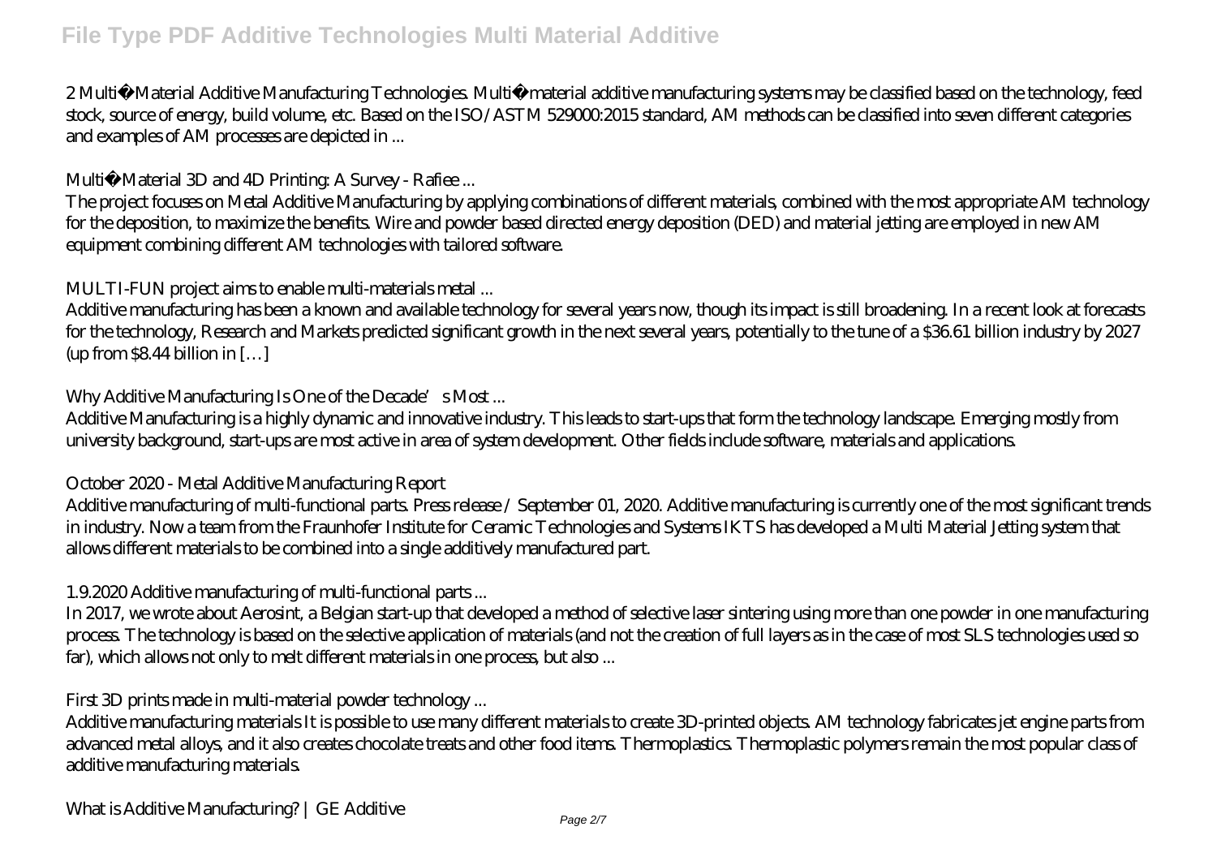2 Multi‐Material Additive Manufacturing Technologies. Multi‐material additive manufacturing systems may be classified based on the technology, feed stock, source of energy, build volume, etc. Based on the ISO/ASTM 529000:2015 standard, AM methods can be classified into seven different categories and examples of AM processes are depicted in ...

*Multi‐Material 3D and 4D Printing: A Survey - Rafiee ...*

The project focuses on Metal Additive Manufacturing by applying combinations of different materials, combined with the most appropriate AM technology for the deposition, to maximize the benefits. Wire and powder based directed energy deposition (DED) and material jetting are employed in new AM equipment combining different AM technologies with tailored software.

*MULTI-FUN project aims to enable multi-materials metal ...*

Additive manufacturing has been a known and available technology for several years now, though its impact is still broadening. In a recent look at forecasts for the technology, Research and Markets predicted significant growth in the next several years, potentially to the tune of a $36.61 billion industry by 2027 (up from $8.44 billion in […]

*Why Additive Manufacturing Is One of the Decade's Most ...*

Additive Manufacturing is a highly dynamic and innovative industry. This leads to start-ups that form the technology landscape. Emerging mostly from university background, start-ups are most active in area of system development. Other fields include software, materials and applications.

*October 2020 - Metal Additive Manufacturing Report*

Additive manufacturing of multi-functional parts. Press release / September 01, 2020. Additive manufacturing is currently one of the most significant trends in industry. Now a team from the Fraunhofer Institute for Ceramic Technologies and Systems IKTS has developed a Multi Material Jetting system that allows different materials to be combined into a single additively manufactured part.

*1.9.2020 Additive manufacturing of multi-functional parts ...*

In 2017, we wrote about Aerosint, a Belgian start-up that developed a method of selective laser sintering using more than one powder in one manufacturing process. The technology is based on the selective application of materials (and not the creation of full layers as in the case of most SLS technologies used so far), which allows not only to melt different materials in one process, but also ...

*First 3D prints made in multi-material powder technology ...*

Additive manufacturing materials It is possible to use many different materials to create 3D-printed objects. AM technology fabricates jet engine parts from advanced metal alloys, and it also creates chocolate treats and other food items. Thermoplastics. Thermoplastic polymers remain the most popular class of additive manufacturing materials.

*What is Additive Manufacturing? | GE Additive*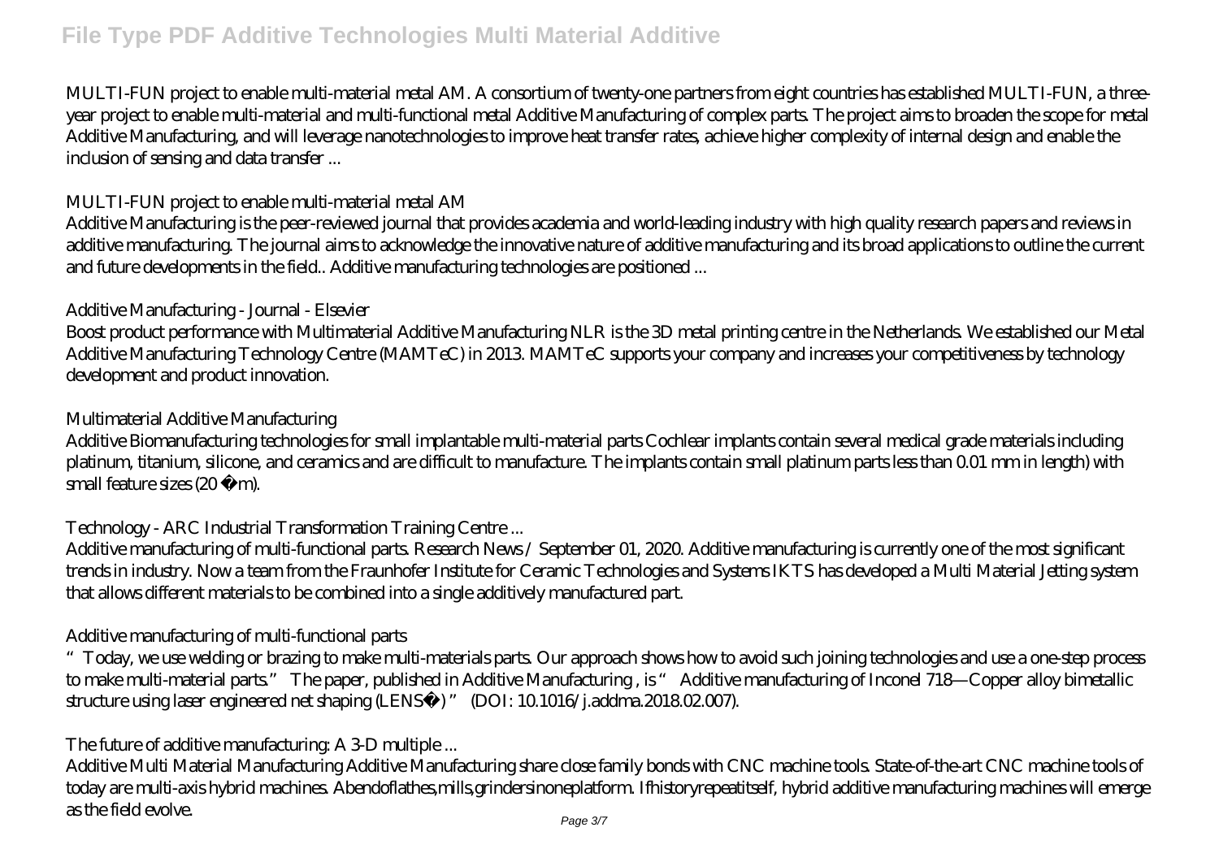MULTI-FUN project to enable multi-material metal AM. A consortium of twenty-one partners from eight countries has established MULTI-FUN, a three-year project to enable multi-material and multi-functional metal Additive Manufacturing of complex parts. The project aims to broaden the scope for metal Additive Manufacturing, and will leverage nanotechnologies to improve heat transfer rates, achieve higher complexity of internal design and enable the inclusion of sensing and data transfer ...

### MULTI-FUN project to enable multi-material metal AM

Additive Manufacturing is the peer-reviewed journal that provides academia and world-leading industry with high quality research papers and reviews in additive manufacturing. The journal aims to acknowledge the innovative nature of additive manufacturing and its broad applications to outline the current and future developments in the field.. Additive manufacturing technologies are positioned ...

### Additive Manufacturing - Journal - Elsevier

Boost product performance with Multimaterial Additive Manufacturing NLR is the 3D metal printing centre in the Netherlands. We established our Metal Additive Manufacturing Technology Centre (MAMTeC) in 2013. MAMTeC supports your company and increases your competitiveness by technology development and product innovation.

### Multimaterial Additive Manufacturing

Additive Biomanufacturing technologies for small implantable multi-material parts Cochlear implants contain several medical grade materials including platinum, titanium, silicone, and ceramics and are difficult to manufacture. The implants contain small platinum parts less than 0.01 mm in length) with small feature sizes (20 µm).

### Technology - ARC Industrial Transformation Training Centre ...

Additive manufacturing of multi-functional parts. Research News / September 01, 2020. Additive manufacturing is currently one of the most significant trends in industry. Now a team from the Fraunhofer Institute for Ceramic Technologies and Systems IKTS has developed a Multi Material Jetting system that allows different materials to be combined into a single additively manufactured part.

### Additive manufacturing of multi-functional parts

"Today, we use welding or brazing to make multi-materials parts. Our approach shows how to avoid such joining technologies and use a one-step process to make multi-material parts." The paper, published in Additive Manufacturing , is " Additive manufacturing of Inconel 718—Copper alloy bimetallic structure using laser engineered net shaping (LENS®) " (DOI: 10.1016/j.addma.2018.02.007).

### The future of additive manufacturing: A 3-D multiple ...

Additive Multi Material Manufacturing Additive Manufacturing share close family bonds with CNC machine tools. State-of-the-art CNC machine tools of today are multi-axis hybrid machines. Abendoflathes,mills,grindersinoneplatform. Ifhistoryrepeatitself, hybrid additive manufacturing machines will emerge as the field evolve.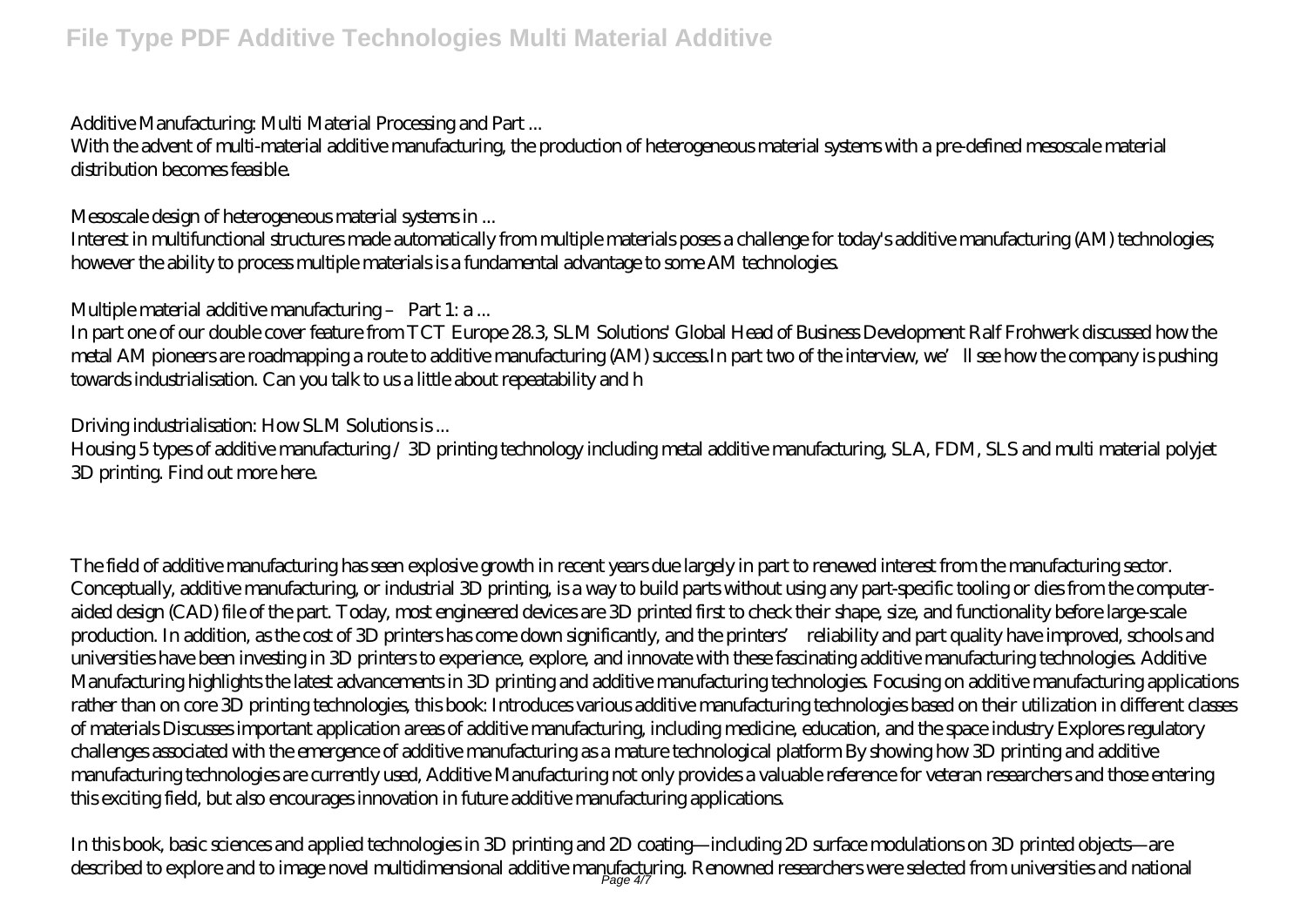*Additive Manufacturing: Multi Material Processing and Part ...*

With the advent of multi-material additive manufacturing, the production of heterogeneous material systems with a pre-defined mesoscale material distribution becomes feasible.

*Mesoscale design of heterogeneous material systems in ...*

Interest in multifunctional structures made automatically from multiple materials poses a challenge for today's additive manufacturing (AM) technologies; however the ability to process multiple materials is a fundamental advantage to some AM technologies.

*Multiple material additive manufacturing – Part 1: a ...*

In part one of our double cover feature from TCT Europe 28.3, SLM Solutions' Global Head of Business Development Ralf Frohwerk discussed how the metal AM pioneers are roadmapping a route to additive manufacturing (AM) success.In part two of the interview, we'll see how the company is pushing towards industrialisation. Can you talk to us a little about repeatability and h

*Driving industrialisation: How SLM Solutions is ...*

Housing 5 types of additive manufacturing / 3D printing technology including metal additive manufacturing, SLA, FDM, SLS and multi material polyjet 3D printing. Find out more here.

The field of additive manufacturing has seen explosive growth in recent years due largely in part to renewed interest from the manufacturing sector. Conceptually, additive manufacturing, or industrial 3D printing, is a way to build parts without using any part-specific tooling or dies from the computer-aided design (CAD) file of the part. Today, most engineered devices are 3D printed first to check their shape, size, and functionality before large-scale production. In addition, as the cost of 3D printers has come down significantly, and the printers' reliability and part quality have improved, schools and universities have been investing in 3D printers to experience, explore, and innovate with these fascinating additive manufacturing technologies. Additive Manufacturing highlights the latest advancements in 3D printing and additive manufacturing technologies. Focusing on additive manufacturing applications rather than on core 3D printing technologies, this book: Introduces various additive manufacturing technologies based on their utilization in different classes of materials Discusses important application areas of additive manufacturing, including medicine, education, and the space industry Explores regulatory challenges associated with the emergence of additive manufacturing as a mature technological platform By showing how 3D printing and additive manufacturing technologies are currently used, Additive Manufacturing not only provides a valuable reference for veteran researchers and those entering this exciting field, but also encourages innovation in future additive manufacturing applications.

In this book, basic sciences and applied technologies in 3D printing and 2D coating—including 2D surface modulations on 3D printed objects—are described to explore and to image novel multidimensional additive manufacturing. Renowned researchers were selected from universities and national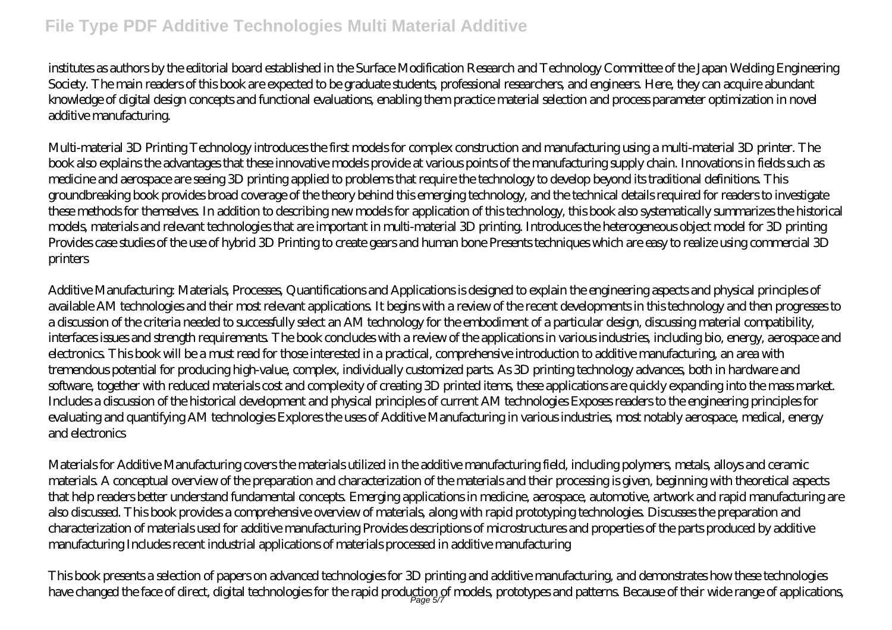institutes as authors by the editorial board established in the Surface Modification Research and Technology Committee of the Japan Welding Engineering Society. The main readers of this book are expected to be graduate students, professional researchers, and engineers. Here, they can acquire abundant knowledge of digital design concepts and functional evaluations, enabling them practice material selection and process parameter optimization in novel additive manufacturing.

Multi-material 3D Printing Technology introduces the first models for complex construction and manufacturing using a multi-material 3D printer. The book also explains the advantages that these innovative models provide at various points of the manufacturing supply chain. Innovations in fields such as medicine and aerospace are seeing 3D printing applied to problems that require the technology to develop beyond its traditional definitions. This groundbreaking book provides broad coverage of the theory behind this emerging technology, and the technical details required for readers to investigate these methods for themselves. In addition to describing new models for application of this technology, this book also systematically summarizes the historical models, materials and relevant technologies that are important in multi-material 3D printing. Introduces the heterogeneous object model for 3D printing Provides case studies of the use of hybrid 3D Printing to create gears and human bone Presents techniques which are easy to realize using commercial 3D printers

Additive Manufacturing: Materials, Processes, Quantifications and Applications is designed to explain the engineering aspects and physical principles of available AM technologies and their most relevant applications. It begins with a review of the recent developments in this technology and then progresses to a discussion of the criteria needed to successfully select an AM technology for the embodiment of a particular design, discussing material compatibility, interfaces issues and strength requirements. The book concludes with a review of the applications in various industries, including bio, energy, aerospace and electronics. This book will be a must read for those interested in a practical, comprehensive introduction to additive manufacturing, an area with tremendous potential for producing high-value, complex, individually customized parts. As 3D printing technology advances, both in hardware and software, together with reduced materials cost and complexity of creating 3D printed items, these applications are quickly expanding into the mass market. Includes a discussion of the historical development and physical principles of current AM technologies Exposes readers to the engineering principles for evaluating and quantifying AM technologies Explores the uses of Additive Manufacturing in various industries, most notably aerospace, medical, energy and electronics

Materials for Additive Manufacturing covers the materials utilized in the additive manufacturing field, including polymers, metals, alloys and ceramic materials. A conceptual overview of the preparation and characterization of the materials and their processing is given, beginning with theoretical aspects that help readers better understand fundamental concepts. Emerging applications in medicine, aerospace, automotive, artwork and rapid manufacturing are also discussed. This book provides a comprehensive overview of materials, along with rapid prototyping technologies. Discusses the preparation and characterization of materials used for additive manufacturing Provides descriptions of microstructures and properties of the parts produced by additive manufacturing Includes recent industrial applications of materials processed in additive manufacturing

This book presents a selection of papers on advanced technologies for 3D printing and additive manufacturing, and demonstrates how these technologies have changed the face of direct, digital technologies for the rapid production of models, prototypes and patterns. Because of their wide range of applications,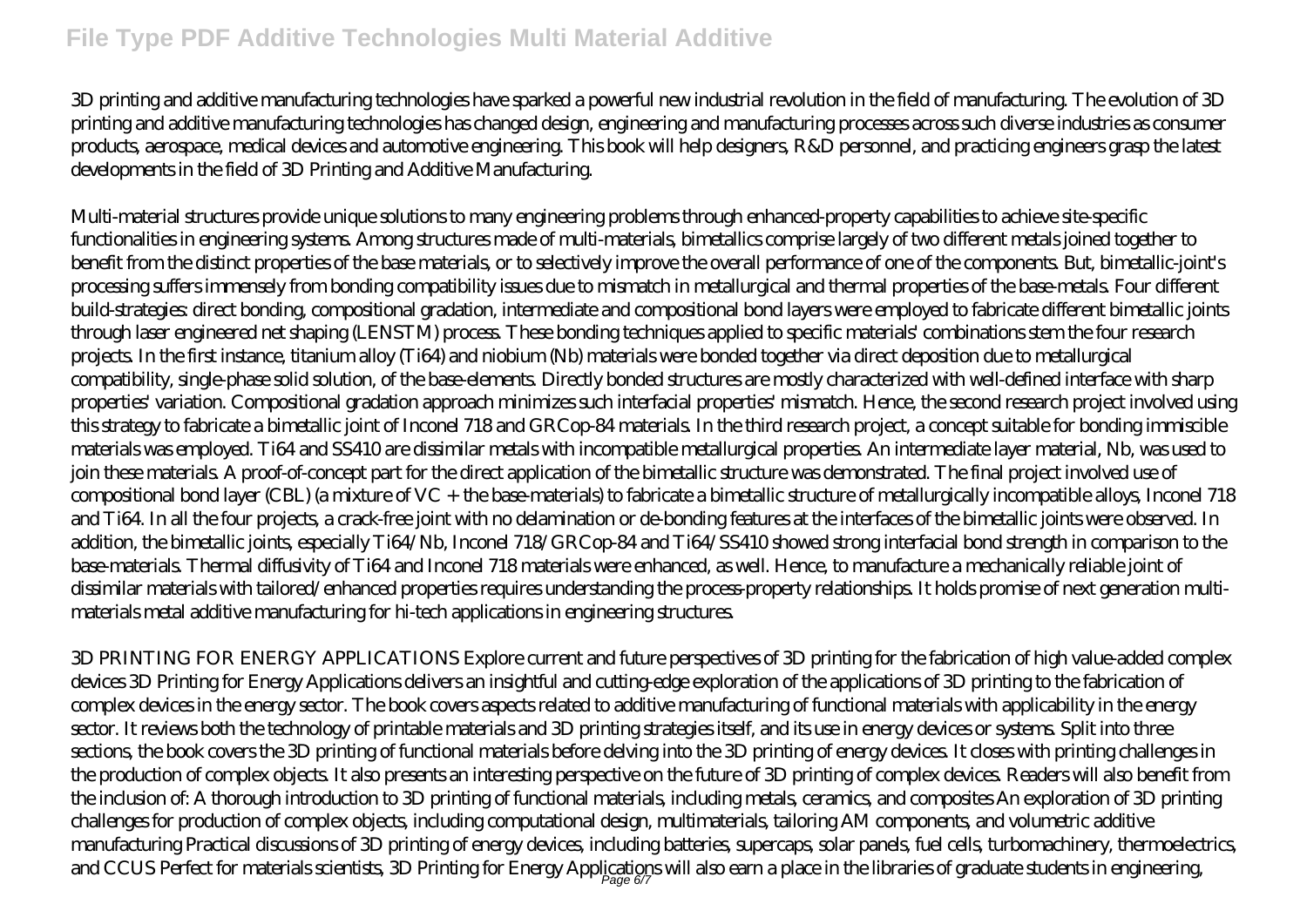3D printing and additive manufacturing technologies have sparked a powerful new industrial revolution in the field of manufacturing. The evolution of 3D printing and additive manufacturing technologies has changed design, engineering and manufacturing processes across such diverse industries as consumer products, aerospace, medical devices and automotive engineering. This book will help designers, R&D personnel, and practicing engineers grasp the latest developments in the field of 3D Printing and Additive Manufacturing.

Multi-material structures provide unique solutions to many engineering problems through enhanced-property capabilities to achieve site-specific functionalities in engineering systems. Among structures made of multi-materials, bimetallics comprise largely of two different metals joined together to benefit from the distinct properties of the base materials, or to selectively improve the overall performance of one of the components. But, bimetallic-joint's processing suffers immensely from bonding compatibility issues due to mismatch in metallurgical and thermal properties of the base-metals. Four different build-strategies: direct bonding, compositional gradation, intermediate and compositional bond layers were employed to fabricate different bimetallic joints through laser engineered net shaping (LENSTM) process. These bonding techniques applied to specific materials' combinations stem the four research projects. In the first instance, titanium alloy (Ti64) and niobium (Nb) materials were bonded together via direct deposition due to metallurgical compatibility, single-phase solid solution, of the base-elements. Directly bonded structures are mostly characterized with well-defined interface with sharp properties' variation. Compositional gradation approach minimizes such interfacial properties' mismatch. Hence, the second research project involved using this strategy to fabricate a bimetallic joint of Inconel 718 and GRCop-84 materials. In the third research project, a concept suitable for bonding immiscible materials was employed. Ti64 and SS410 are dissimilar metals with incompatible metallurgical properties. An intermediate layer material, Nb, was used to join these materials. A proof-of-concept part for the direct application of the bimetallic structure was demonstrated. The final project involved use of compositional bond layer (CBL) (a mixture of VC + the base-materials) to fabricate a bimetallic structure of metallurgically incompatible alloys, Inconel 718 and Ti64. In all the four projects, a crack-free joint with no delamination or de-bonding features at the interfaces of the bimetallic joints were observed. In addition, the bimetallic joints, especially Ti64/Nb, Inconel 718/GRCop-84 and Ti64/SS410 showed strong interfacial bond strength in comparison to the base-materials. Thermal diffusivity of Ti64 and Inconel 718 materials were enhanced, as well. Hence, to manufacture a mechanically reliable joint of dissimilar materials with tailored/enhanced properties requires understanding the process-property relationships. It holds promise of next generation multi-materials metal additive manufacturing for hi-tech applications in engineering structures.

3D PRINTING FOR ENERGY APPLICATIONS Explore current and future perspectives of 3D printing for the fabrication of high value-added complex devices 3D Printing for Energy Applications delivers an insightful and cutting-edge exploration of the applications of 3D printing to the fabrication of complex devices in the energy sector. The book covers aspects related to additive manufacturing of functional materials with applicability in the energy sector. It reviews both the technology of printable materials and 3D printing strategies itself, and its use in energy devices or systems. Split into three sections, the book covers the 3D printing of functional materials before delving into the 3D printing of energy devices. It closes with printing challenges in the production of complex objects. It also presents an interesting perspective on the future of 3D printing of complex devices. Readers will also benefit from the inclusion of: A thorough introduction to 3D printing of functional materials, including metals, ceramics, and composites An exploration of 3D printing challenges for production of complex objects, including computational design, multimaterials, tailoring AM components, and volumetric additive manufacturing Practical discussions of 3D printing of energy devices, including batteries, supercaps, solar panels, fuel cells, turbomachinery, thermoelectrics, and CCUS Perfect for materials scientists, 3D Printing for Energy Applications will also earn a place in the libraries of graduate students in engineering,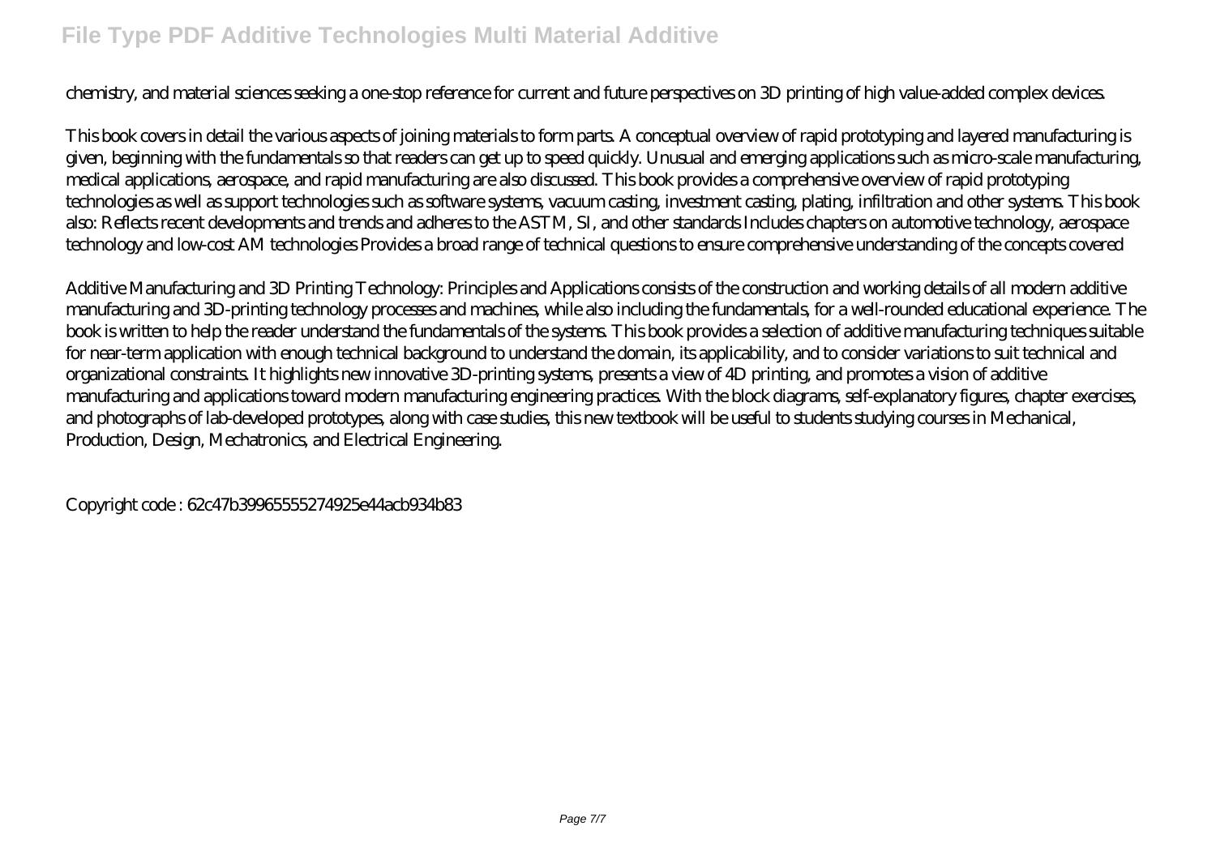chemistry, and material sciences seeking a one-stop reference for current and future perspectives on 3D printing of high value-added complex devices.

This book covers in detail the various aspects of joining materials to form parts. A conceptual overview of rapid prototyping and layered manufacturing is given, beginning with the fundamentals so that readers can get up to speed quickly. Unusual and emerging applications such as micro-scale manufacturing, medical applications, aerospace, and rapid manufacturing are also discussed. This book provides a comprehensive overview of rapid prototyping technologies as well as support technologies such as software systems, vacuum casting, investment casting, plating, infiltration and other systems. This book also: Reflects recent developments and trends and adheres to the ASTM, SI, and other standards Includes chapters on automotive technology, aerospace technology and low-cost AM technologies Provides a broad range of technical questions to ensure comprehensive understanding of the concepts covered

Additive Manufacturing and 3D Printing Technology: Principles and Applications consists of the construction and working details of all modern additive manufacturing and 3D-printing technology processes and machines, while also including the fundamentals, for a well-rounded educational experience. The book is written to help the reader understand the fundamentals of the systems. This book provides a selection of additive manufacturing techniques suitable for near-term application with enough technical background to understand the domain, its applicability, and to consider variations to suit technical and organizational constraints. It highlights new innovative 3D-printing systems, presents a view of 4D printing, and promotes a vision of additive manufacturing and applications toward modern manufacturing engineering practices. With the block diagrams, self-explanatory figures, chapter exercises, and photographs of lab-developed prototypes, along with case studies, this new textbook will be useful to students studying courses in Mechanical, Production, Design, Mechatronics, and Electrical Engineering.

Copyright code : 62c47b39965555274925e44acb934b83